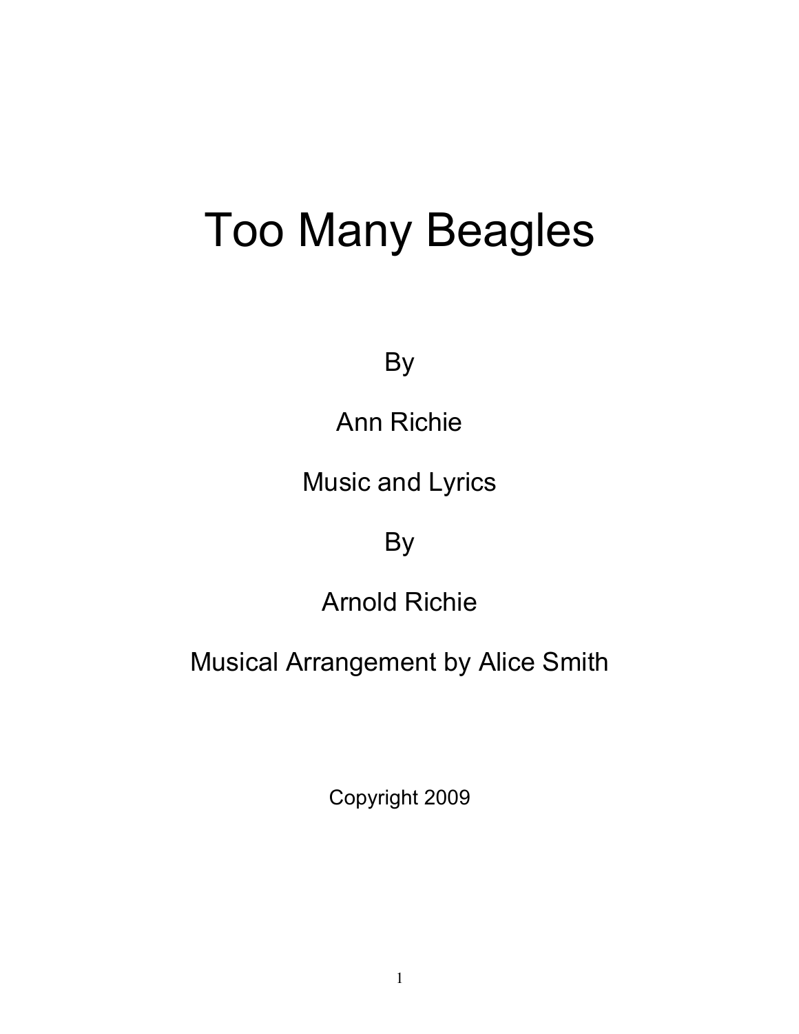# Too Many Beagles

By

Ann Richie

Music and Lyrics

By

Arnold Richie

Musical Arrangement by Alice Smith

Copyright 2009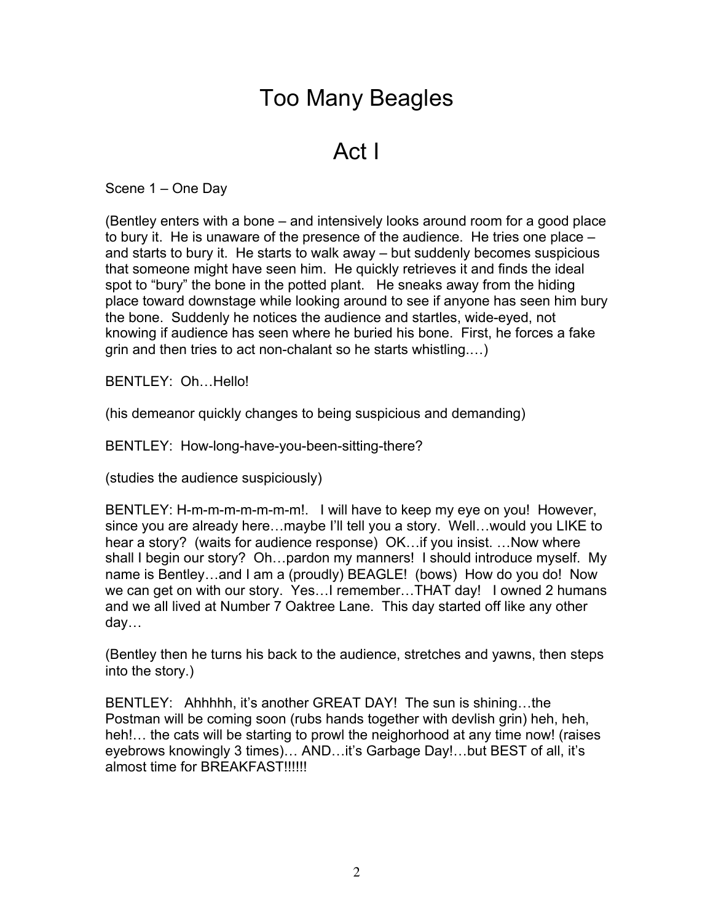# Too Many Beagles

# Act I

Scene 1 – One Day

(Bentley enters with a bone – and intensively looks around room for a good place to bury it. He is unaware of the presence of the audience. He tries one place – and starts to bury it. He starts to walk away – but suddenly becomes suspicious that someone might have seen him. He quickly retrieves it and finds the ideal spot to "bury" the bone in the potted plant. He sneaks away from the hiding place toward downstage while looking around to see if anyone has seen him bury the bone. Suddenly he notices the audience and startles, wide-eyed, not knowing if audience has seen where he buried his bone. First, he forces a fake grin and then tries to act non-chalant so he starts whistling.…)

BENTLEY: Oh…Hello!

(his demeanor quickly changes to being suspicious and demanding)

BENTLEY: How-long-have-you-been-sitting-there?

(studies the audience suspiciously)

BENTLEY: H-m-m-m-m-m-m-m!. I will have to keep my eye on you! However, since you are already here…maybe I'll tell you a story. Well…would you LIKE to hear a story? (waits for audience response) OK…if you insist. …Now where shall I begin our story? Oh…pardon my manners! I should introduce myself. My name is Bentley…and I am a (proudly) BEAGLE! (bows) How do you do! Now we can get on with our story. Yes…I remember…THAT day! I owned 2 humans and we all lived at Number 7 Oaktree Lane. This day started off like any other day…

(Bentley then he turns his back to the audience, stretches and yawns, then steps into the story.)

BENTLEY: Ahhhhh, it's another GREAT DAY! The sun is shining…the Postman will be coming soon (rubs hands together with devlish grin) heh, heh, heh!… the cats will be starting to prowl the neighorhood at any time now! (raises eyebrows knowingly 3 times)… AND…it's Garbage Day!…but BEST of all, it's almost time for BREAKFAST!!!!!!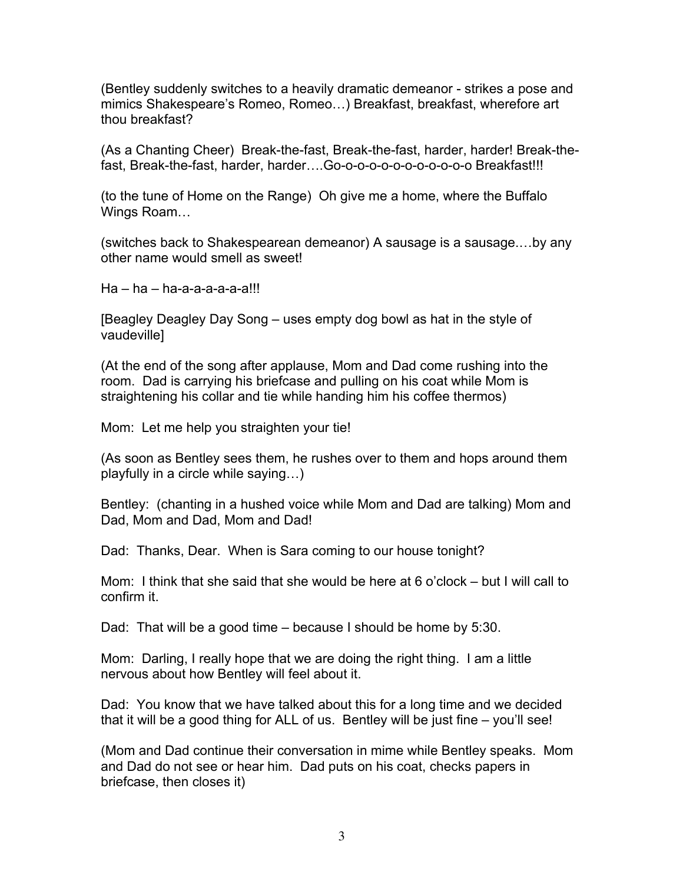(Bentley suddenly switches to a heavily dramatic demeanor - strikes a pose and mimics Shakespeare's Romeo, Romeo…) Breakfast, breakfast, wherefore art thou breakfast?

(As a Chanting Cheer) Break-the-fast, Break-the-fast, harder, harder! Break-the-fast, Break-the-fast, harder, harder….Go-o-o-o-o-o-o-o-o-o-o-o Breakfast!!!

(to the tune of Home on the Range) Oh give me a home, where the Buffalo Wings Roam…

(switches back to Shakespearean demeanor) A sausage is a sausage.…by any other name would smell as sweet!

Ha – ha – ha-a-a-a-a-a-a!!!

[Beagley Deagley Day Song – uses empty dog bowl as hat in the style of vaudeville]

(At the end of the song after applause, Mom and Dad come rushing into the room. Dad is carrying his briefcase and pulling on his coat while Mom is straightening his collar and tie while handing him his coffee thermos)

Mom: Let me help you straighten your tie!

(As soon as Bentley sees them, he rushes over to them and hops around them playfully in a circle while saying…)

Bentley: (chanting in a hushed voice while Mom and Dad are talking) Mom and Dad, Mom and Dad, Mom and Dad!

Dad: Thanks, Dear. When is Sara coming to our house tonight?

Mom: I think that she said that she would be here at 6 o'clock – but I will call to confirm it.

Dad: That will be a good time – because I should be home by 5:30.

Mom: Darling, I really hope that we are doing the right thing. I am a little nervous about how Bentley will feel about it.

Dad: You know that we have talked about this for a long time and we decided that it will be a good thing for ALL of us. Bentley will be just fine – you'll see!

(Mom and Dad continue their conversation in mime while Bentley speaks. Mom and Dad do not see or hear him. Dad puts on his coat, checks papers in briefcase, then closes it)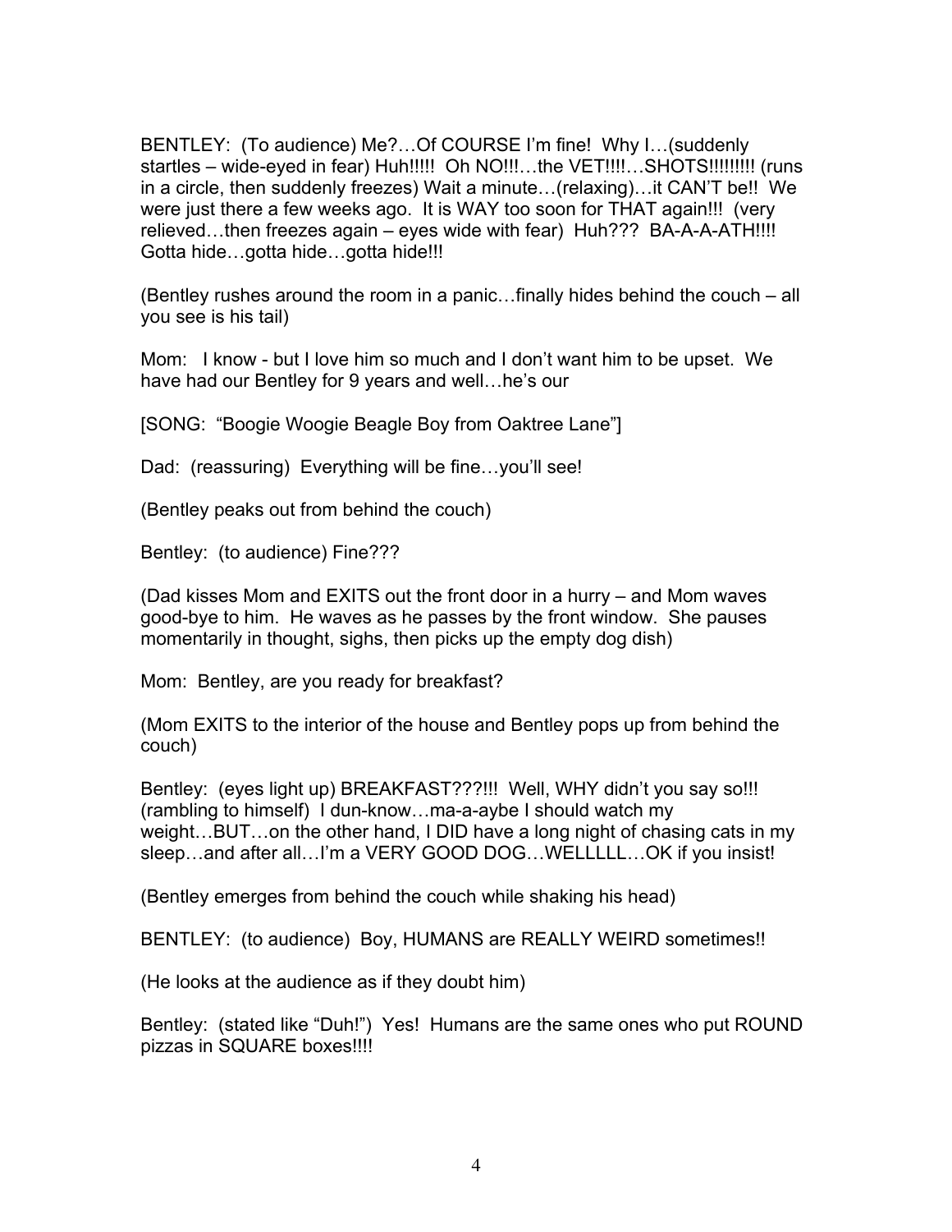BENTLEY: (To audience) Me?…Of COURSE I'm fine! Why I…(suddenly startles – wide-eyed in fear) Huh!!!!! Oh NO!!!…the VET!!!!…SHOTS!!!!!!!!! (runs in a circle, then suddenly freezes) Wait a minute…(relaxing)…it CAN'T be!! We were just there a few weeks ago. It is WAY too soon for THAT again!!! (very relieved…then freezes again – eyes wide with fear) Huh??? BA-A-A-ATH!!!! Gotta hide…gotta hide…gotta hide!!!

(Bentley rushes around the room in a panic…finally hides behind the couch – all you see is his tail)

Mom: I know - but I love him so much and I don't want him to be upset. We have had our Bentley for 9 years and well…he's our

[SONG: "Boogie Woogie Beagle Boy from Oaktree Lane"]

Dad: (reassuring) Everything will be fine…you'll see!

(Bentley peaks out from behind the couch)

Bentley: (to audience) Fine???

(Dad kisses Mom and EXITS out the front door in a hurry – and Mom waves good-bye to him. He waves as he passes by the front window. She pauses momentarily in thought, sighs, then picks up the empty dog dish)

Mom: Bentley, are you ready for breakfast?

(Mom EXITS to the interior of the house and Bentley pops up from behind the couch)

Bentley: (eyes light up) BREAKFAST???!!! Well, WHY didn't you say so!!! (rambling to himself) I dun-know…ma-a-aybe I should watch my weight…BUT…on the other hand, I DID have a long night of chasing cats in my sleep…and after all…I'm a VERY GOOD DOG…WELLLLL…OK if you insist!

(Bentley emerges from behind the couch while shaking his head)

BENTLEY: (to audience) Boy, HUMANS are REALLY WEIRD sometimes!!

(He looks at the audience as if they doubt him)

Bentley: (stated like "Duh!") Yes! Humans are the same ones who put ROUND pizzas in SQUARE boxes!!!!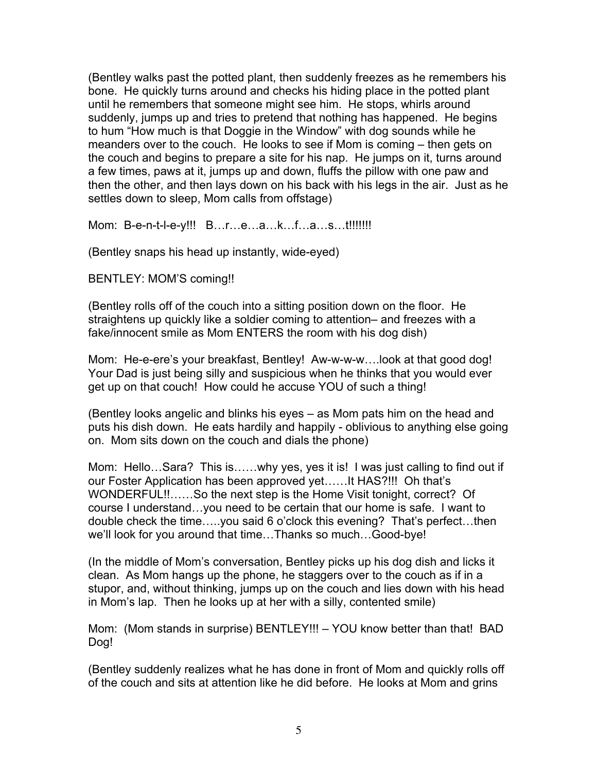(Bentley walks past the potted plant, then suddenly freezes as he remembers his bone. He quickly turns around and checks his hiding place in the potted plant until he remembers that someone might see him. He stops, whirls around suddenly, jumps up and tries to pretend that nothing has happened. He begins to hum "How much is that Doggie in the Window" with dog sounds while he meanders over to the couch. He looks to see if Mom is coming – then gets on the couch and begins to prepare a site for his nap. He jumps on it, turns around a few times, paws at it, jumps up and down, fluffs the pillow with one paw and then the other, and then lays down on his back with his legs in the air. Just as he settles down to sleep, Mom calls from offstage)

Mom: B-e-n-t-l-e-y!!! B…r…e…a…k…f…a…s…t!!!!!!!

(Bentley snaps his head up instantly, wide-eyed)

BENTLEY: MOM'S coming!!

(Bentley rolls off of the couch into a sitting position down on the floor. He straightens up quickly like a soldier coming to attention– and freezes with a fake/innocent smile as Mom ENTERS the room with his dog dish)

Mom: He-e-ere's your breakfast, Bentley! Aw-w-w-w….look at that good dog! Your Dad is just being silly and suspicious when he thinks that you would ever get up on that couch! How could he accuse YOU of such a thing!

(Bentley looks angelic and blinks his eyes – as Mom pats him on the head and puts his dish down. He eats hardily and happily - oblivious to anything else going on. Mom sits down on the couch and dials the phone)

Mom: Hello…Sara? This is……why yes, yes it is! I was just calling to find out if our Foster Application has been approved yet……It HAS?!!! Oh that's WONDERFUL!!……So the next step is the Home Visit tonight, correct? Of course I understand…you need to be certain that our home is safe. I want to double check the time…..you said 6 o'clock this evening? That's perfect…then we'll look for you around that time…Thanks so much…Good-bye!

(In the middle of Mom's conversation, Bentley picks up his dog dish and licks it clean. As Mom hangs up the phone, he staggers over to the couch as if in a stupor, and, without thinking, jumps up on the couch and lies down with his head in Mom's lap. Then he looks up at her with a silly, contented smile)

Mom: (Mom stands in surprise) BENTLEY!!! – YOU know better than that! BAD Dog!

(Bentley suddenly realizes what he has done in front of Mom and quickly rolls off of the couch and sits at attention like he did before. He looks at Mom and grins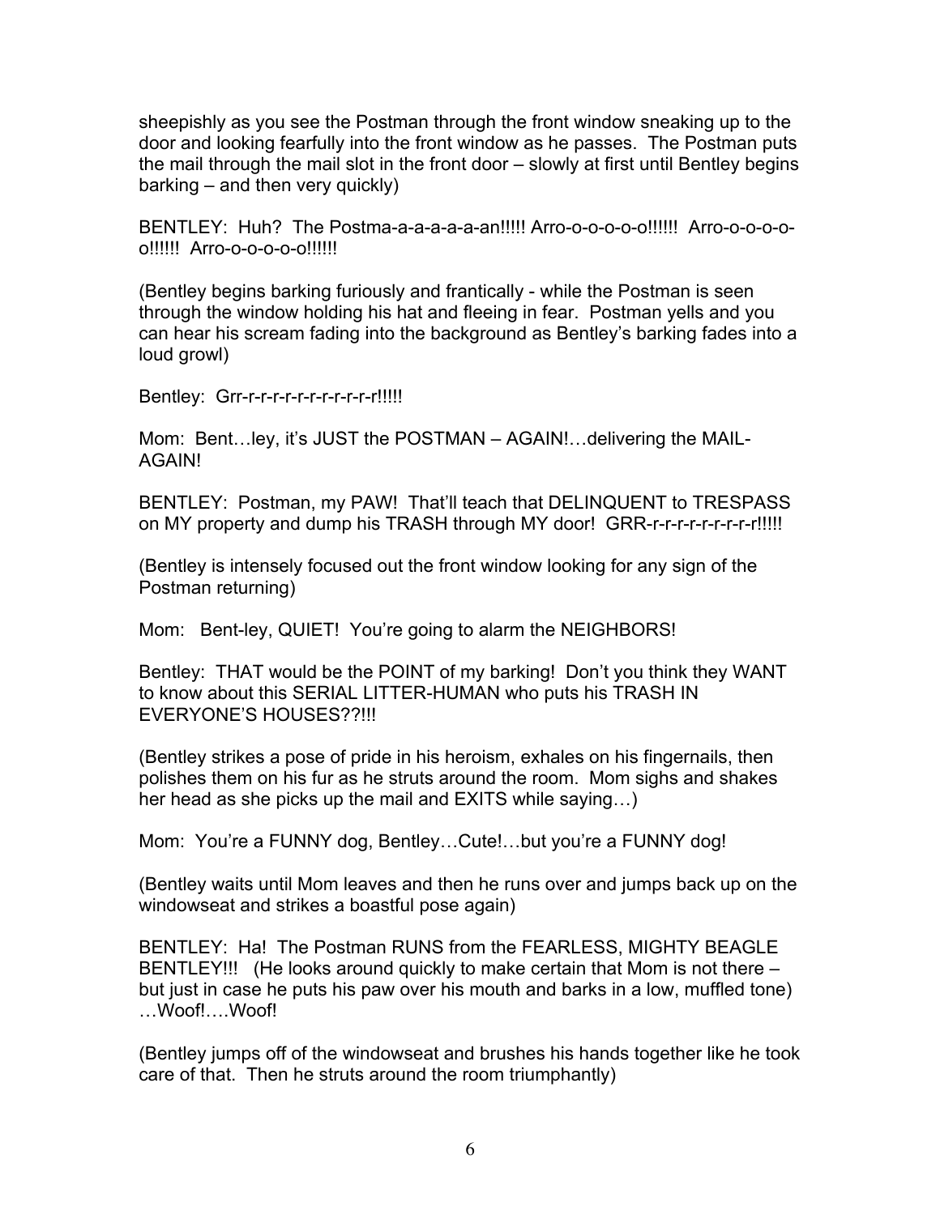sheepishly as you see the Postman through the front window sneaking up to the door and looking fearfully into the front window as he passes. The Postman puts the mail through the mail slot in the front door – slowly at first until Bentley begins barking – and then very quickly)

BENTLEY: Huh? The Postma-a-a-a-a-an!!!!! Arro-o-o-o-o-o!!!!!! Arro-o-o-o-o-o!!!!!! Arro-o-o-o-o-o!!!!!!

(Bentley begins barking furiously and frantically - while the Postman is seen through the window holding his hat and fleeing in fear. Postman yells and you can hear his scream fading into the background as Bentley's barking fades into a loud growl)

Bentley: Grr-r-r-r-r-r-r-r-r-r-r-r!!!!!

Mom: Bent…ley, it's JUST the POSTMAN – AGAIN!…delivering the MAIL-AGAIN!

BENTLEY: Postman, my PAW! That'll teach that DELINQUENT to TRESPASS on MY property and dump his TRASH through MY door! GRR-r-r-r-r-r-r-r-r-r!!!!!

(Bentley is intensely focused out the front window looking for any sign of the Postman returning)

Mom: Bent-ley, QUIET! You're going to alarm the NEIGHBORS!

Bentley: THAT would be the POINT of my barking! Don't you think they WANT to know about this SERIAL LITTER-HUMAN who puts his TRASH IN EVERYONE'S HOUSES??!!!

(Bentley strikes a pose of pride in his heroism, exhales on his fingernails, then polishes them on his fur as he struts around the room. Mom sighs and shakes her head as she picks up the mail and EXITS while saying…)

Mom: You're a FUNNY dog, Bentley…Cute!…but you're a FUNNY dog!

(Bentley waits until Mom leaves and then he runs over and jumps back up on the windowseat and strikes a boastful pose again)

BENTLEY: Ha! The Postman RUNS from the FEARLESS, MIGHTY BEAGLE BENTLEY!!! (He looks around quickly to make certain that Mom is not there – but just in case he puts his paw over his mouth and barks in a low, muffled tone) …Woof!….Woof!

(Bentley jumps off of the windowseat and brushes his hands together like he took care of that. Then he struts around the room triumphantly)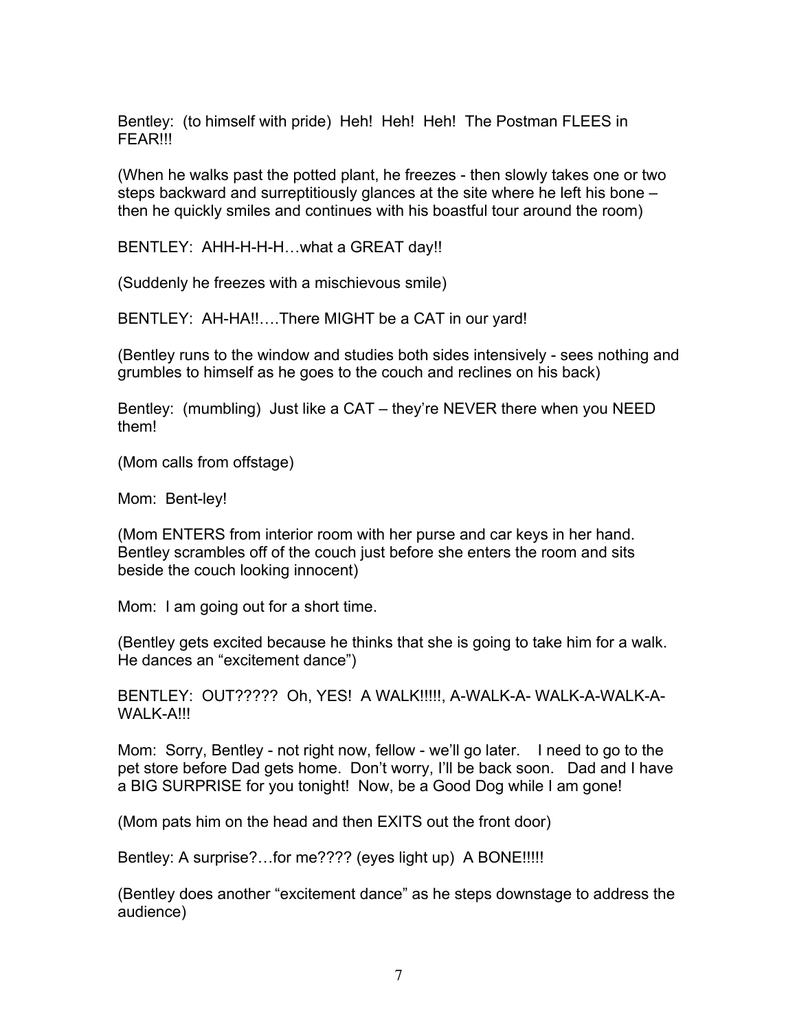Bentley: (to himself with pride) Heh! Heh! Heh! The Postman FLEES in FEAR!!!

(When he walks past the potted plant, he freezes - then slowly takes one or two steps backward and surreptitiously glances at the site where he left his bone – then he quickly smiles and continues with his boastful tour around the room)

BENTLEY: AHH-H-H-H…what a GREAT day!!

(Suddenly he freezes with a mischievous smile)

BENTLEY: AH-HA!!….There MIGHT be a CAT in our yard!

(Bentley runs to the window and studies both sides intensively - sees nothing and grumbles to himself as he goes to the couch and reclines on his back)

Bentley: (mumbling) Just like a CAT – they're NEVER there when you NEED them!

(Mom calls from offstage)

Mom: Bent-ley!

(Mom ENTERS from interior room with her purse and car keys in her hand. Bentley scrambles off of the couch just before she enters the room and sits beside the couch looking innocent)

Mom: I am going out for a short time.

(Bentley gets excited because he thinks that she is going to take him for a walk. He dances an "excitement dance")

BENTLEY: OUT????? Oh, YES! A WALK!!!!!, A-WALK-A- WALK-A-WALK-A-WALK-A!!!

Mom: Sorry, Bentley - not right now, fellow - we'll go later. I need to go to the pet store before Dad gets home. Don't worry, I'll be back soon. Dad and I have a BIG SURPRISE for you tonight! Now, be a Good Dog while I am gone!

(Mom pats him on the head and then EXITS out the front door)

Bentley: A surprise?…for me???? (eyes light up) A BONE!!!!!

(Bentley does another "excitement dance" as he steps downstage to address the audience)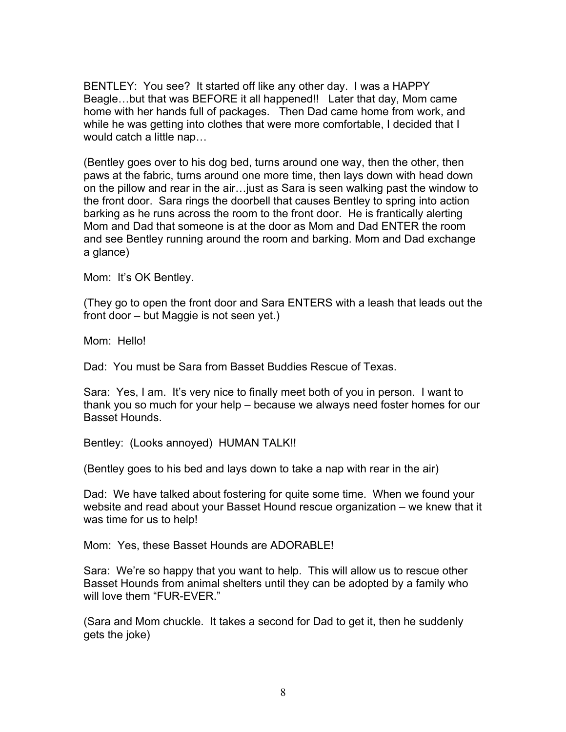BENTLEY: You see? It started off like any other day. I was a HAPPY Beagle…but that was BEFORE it all happened!! Later that day, Mom came home with her hands full of packages. Then Dad came home from work, and while he was getting into clothes that were more comfortable, I decided that I would catch a little nap…

(Bentley goes over to his dog bed, turns around one way, then the other, then paws at the fabric, turns around one more time, then lays down with head down on the pillow and rear in the air…just as Sara is seen walking past the window to the front door. Sara rings the doorbell that causes Bentley to spring into action barking as he runs across the room to the front door. He is frantically alerting Mom and Dad that someone is at the door as Mom and Dad ENTER the room and see Bentley running around the room and barking. Mom and Dad exchange a glance)

Mom: It's OK Bentley.

(They go to open the front door and Sara ENTERS with a leash that leads out the front door – but Maggie is not seen yet.)

Mom: Hello!

Dad: You must be Sara from Basset Buddies Rescue of Texas.

Sara: Yes, I am. It's very nice to finally meet both of you in person. I want to thank you so much for your help – because we always need foster homes for our Basset Hounds.

Bentley: (Looks annoyed) HUMAN TALK!!

(Bentley goes to his bed and lays down to take a nap with rear in the air)

Dad: We have talked about fostering for quite some time. When we found your website and read about your Basset Hound rescue organization – we knew that it was time for us to help!

Mom: Yes, these Basset Hounds are ADORABLE!

Sara: We're so happy that you want to help. This will allow us to rescue other Basset Hounds from animal shelters until they can be adopted by a family who will love them "FUR-EVER."

(Sara and Mom chuckle. It takes a second for Dad to get it, then he suddenly gets the joke)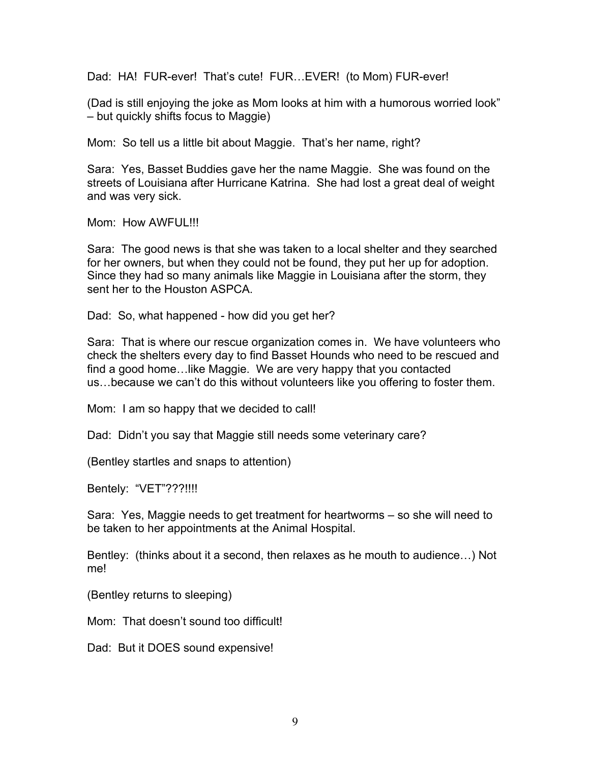Dad: HA! FUR-ever! That's cute! FUR…EVER! (to Mom) FUR-ever!

(Dad is still enjoying the joke as Mom looks at him with a humorous worried look" – but quickly shifts focus to Maggie)

Mom: So tell us a little bit about Maggie. That's her name, right?

Sara: Yes, Basset Buddies gave her the name Maggie. She was found on the streets of Louisiana after Hurricane Katrina. She had lost a great deal of weight and was very sick.

Mom: How AWFUL!!!

Sara: The good news is that she was taken to a local shelter and they searched for her owners, but when they could not be found, they put her up for adoption. Since they had so many animals like Maggie in Louisiana after the storm, they sent her to the Houston ASPCA.

Dad: So, what happened - how did you get her?

Sara: That is where our rescue organization comes in. We have volunteers who check the shelters every day to find Basset Hounds who need to be rescued and find a good home…like Maggie. We are very happy that you contacted us…because we can't do this without volunteers like you offering to foster them.

Mom: I am so happy that we decided to call!

Dad: Didn't you say that Maggie still needs some veterinary care?

(Bentley startles and snaps to attention)

Bentely: "VET"???!!!!

Sara: Yes, Maggie needs to get treatment for heartworms – so she will need to be taken to her appointments at the Animal Hospital.

Bentley: (thinks about it a second, then relaxes as he mouth to audience…) Not me!

(Bentley returns to sleeping)

Mom: That doesn't sound too difficult!

Dad: But it DOES sound expensive!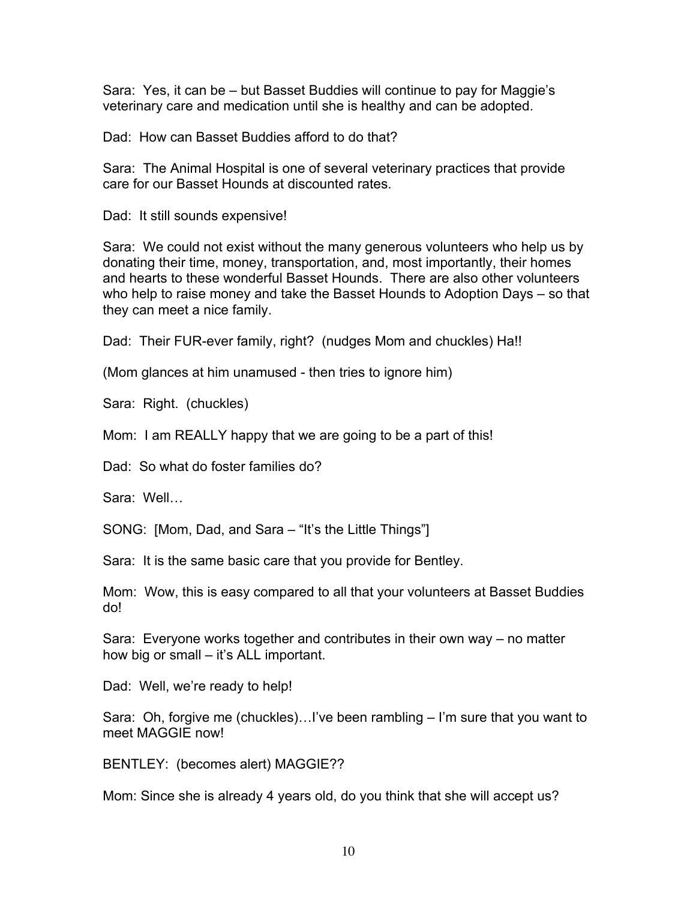Sara: Yes, it can be – but Basset Buddies will continue to pay for Maggie's veterinary care and medication until she is healthy and can be adopted.

Dad: How can Basset Buddies afford to do that?

Sara: The Animal Hospital is one of several veterinary practices that provide care for our Basset Hounds at discounted rates.

Dad: It still sounds expensive!

Sara: We could not exist without the many generous volunteers who help us by donating their time, money, transportation, and, most importantly, their homes and hearts to these wonderful Basset Hounds. There are also other volunteers who help to raise money and take the Basset Hounds to Adoption Days – so that they can meet a nice family.

Dad: Their FUR-ever family, right? (nudges Mom and chuckles) Ha!!

(Mom glances at him unamused - then tries to ignore him)

Sara: Right. (chuckles)

Mom: I am REALLY happy that we are going to be a part of this!

Dad: So what do foster families do?

Sara: Well…

SONG: [Mom, Dad, and Sara – "It's the Little Things"]

Sara: It is the same basic care that you provide for Bentley.

Mom: Wow, this is easy compared to all that your volunteers at Basset Buddies do!

Sara: Everyone works together and contributes in their own way – no matter how big or small – it's ALL important.

Dad: Well, we're ready to help!

Sara: Oh, forgive me (chuckles)…I've been rambling – I'm sure that you want to meet MAGGIE now!

BENTLEY: (becomes alert) MAGGIE??

Mom: Since she is already 4 years old, do you think that she will accept us?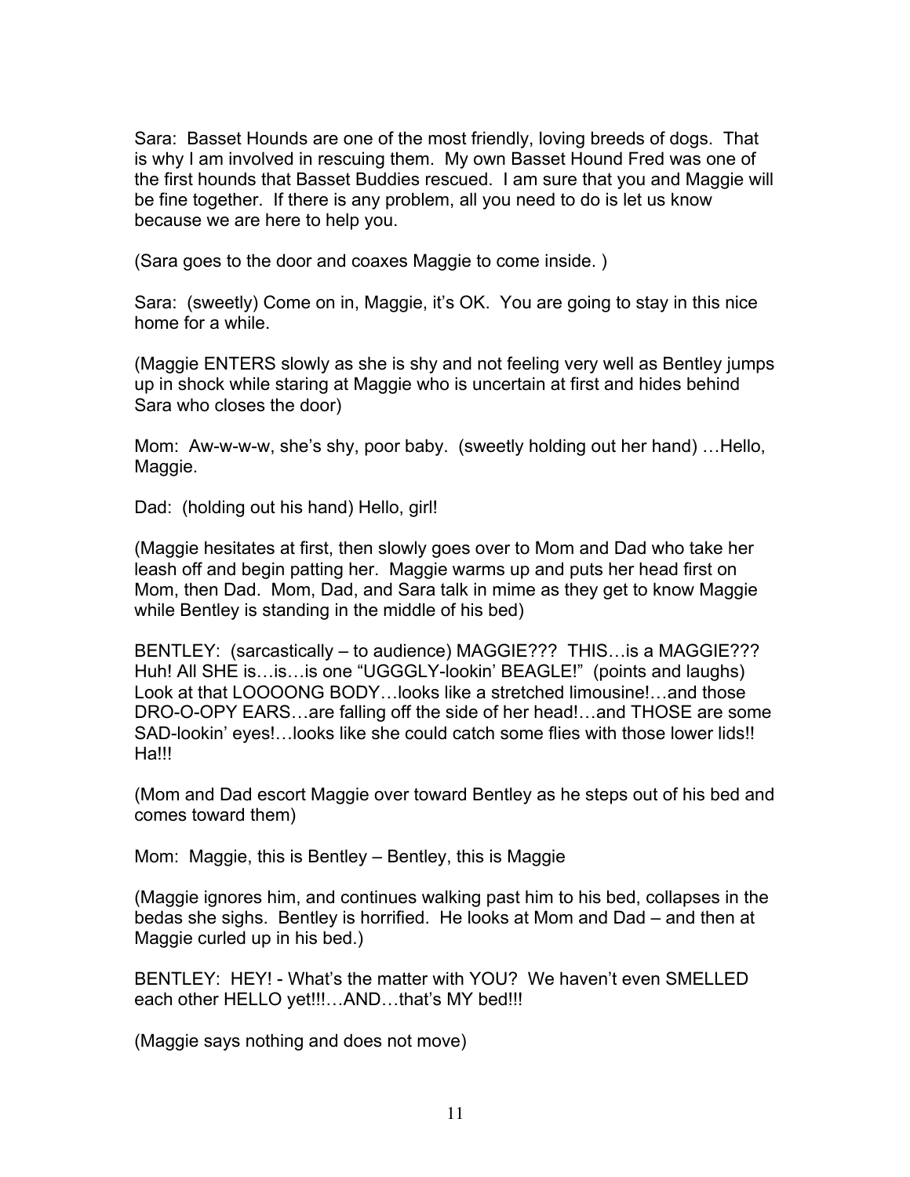Sara: Basset Hounds are one of the most friendly, loving breeds of dogs. That is why I am involved in rescuing them. My own Basset Hound Fred was one of the first hounds that Basset Buddies rescued. I am sure that you and Maggie will be fine together. If there is any problem, all you need to do is let us know because we are here to help you.

(Sara goes to the door and coaxes Maggie to come inside. )

Sara: (sweetly) Come on in, Maggie, it's OK. You are going to stay in this nice home for a while.

(Maggie ENTERS slowly as she is shy and not feeling very well as Bentley jumps up in shock while staring at Maggie who is uncertain at first and hides behind Sara who closes the door)

Mom: Aw-w-w-w, she's shy, poor baby. (sweetly holding out her hand) …Hello, Maggie.

Dad: (holding out his hand) Hello, girl!

(Maggie hesitates at first, then slowly goes over to Mom and Dad who take her leash off and begin patting her. Maggie warms up and puts her head first on Mom, then Dad. Mom, Dad, and Sara talk in mime as they get to know Maggie while Bentley is standing in the middle of his bed)

BENTLEY: (sarcastically – to audience) MAGGIE??? THIS…is a MAGGIE??? Huh! All SHE is…is…is one "UGGGLY-lookin' BEAGLE!" (points and laughs) Look at that LOOOONG BODY…looks like a stretched limousine!…and those DRO-O-OPY EARS…are falling off the side of her head!…and THOSE are some SAD-lookin' eyes!…looks like she could catch some flies with those lower lids!! Ha!!!

(Mom and Dad escort Maggie over toward Bentley as he steps out of his bed and comes toward them)

Mom: Maggie, this is Bentley – Bentley, this is Maggie

(Maggie ignores him, and continues walking past him to his bed, collapses in the bedas she sighs. Bentley is horrified. He looks at Mom and Dad – and then at Maggie curled up in his bed.)

BENTLEY: HEY! - What's the matter with YOU? We haven't even SMELLED each other HELLO yet!!!…AND…that's MY bed!!!

(Maggie says nothing and does not move)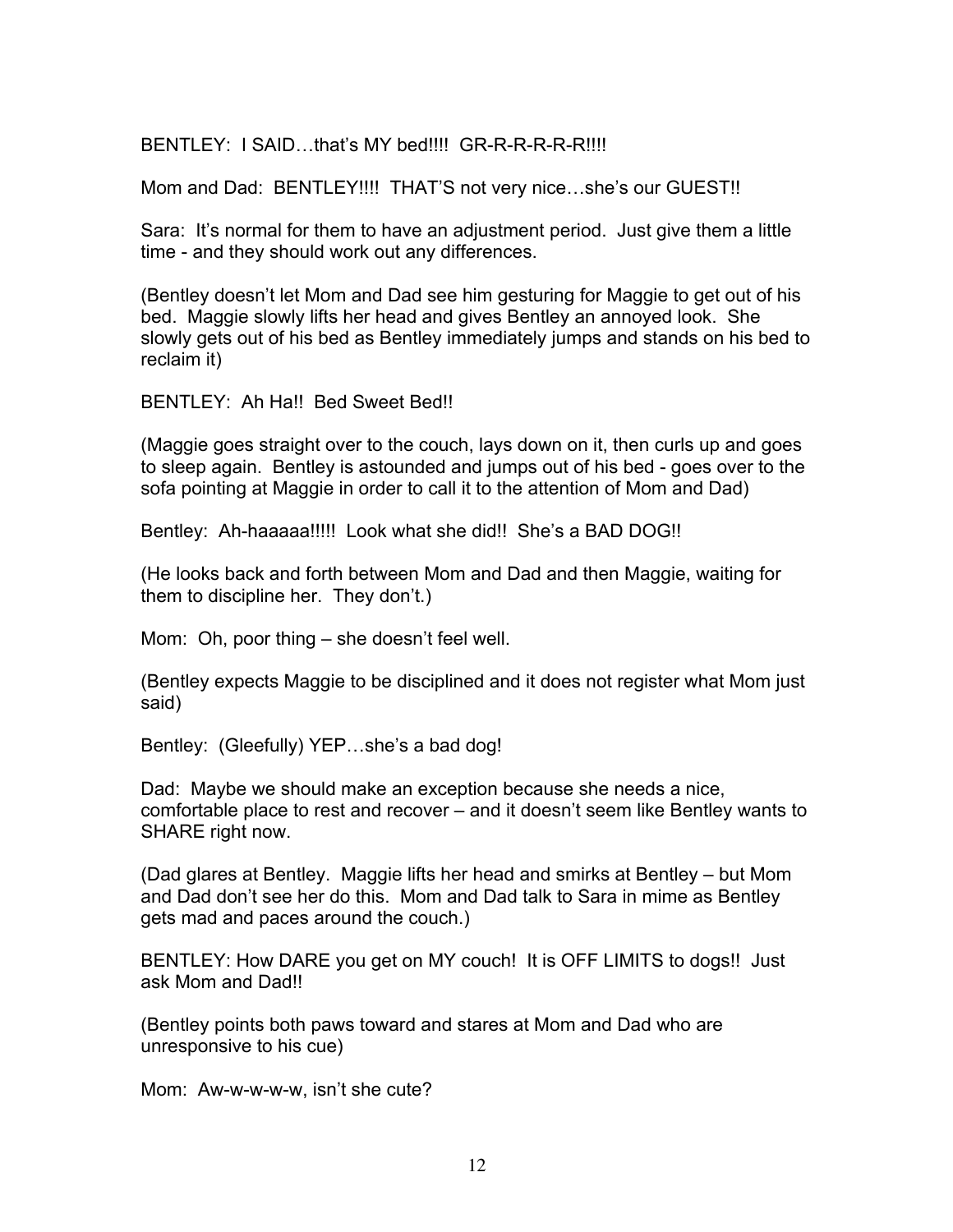BENTLEY: I SAID…that's MY bed!!!! GR-R-R-R-R-R!!!!

Mom and Dad: BENTLEY!!!! THAT'S not very nice…she's our GUEST!!

Sara: It's normal for them to have an adjustment period. Just give them a little time - and they should work out any differences.

(Bentley doesn't let Mom and Dad see him gesturing for Maggie to get out of his bed. Maggie slowly lifts her head and gives Bentley an annoyed look. She slowly gets out of his bed as Bentley immediately jumps and stands on his bed to reclaim it)

BENTLEY: Ah Ha!! Bed Sweet Bed!!

(Maggie goes straight over to the couch, lays down on it, then curls up and goes to sleep again. Bentley is astounded and jumps out of his bed - goes over to the sofa pointing at Maggie in order to call it to the attention of Mom and Dad)

Bentley: Ah-haaaaa!!!!! Look what she did!! She's a BAD DOG!!

(He looks back and forth between Mom and Dad and then Maggie, waiting for them to discipline her. They don't.)

Mom: Oh, poor thing – she doesn't feel well.

(Bentley expects Maggie to be disciplined and it does not register what Mom just said)

Bentley: (Gleefully) YEP…she's a bad dog!

Dad: Maybe we should make an exception because she needs a nice, comfortable place to rest and recover – and it doesn't seem like Bentley wants to SHARE right now.

(Dad glares at Bentley. Maggie lifts her head and smirks at Bentley – but Mom and Dad don't see her do this. Mom and Dad talk to Sara in mime as Bentley gets mad and paces around the couch.)

BENTLEY: How DARE you get on MY couch! It is OFF LIMITS to dogs!! Just ask Mom and Dad!!

(Bentley points both paws toward and stares at Mom and Dad who are unresponsive to his cue)

Mom: Aw-w-w-w-w, isn't she cute?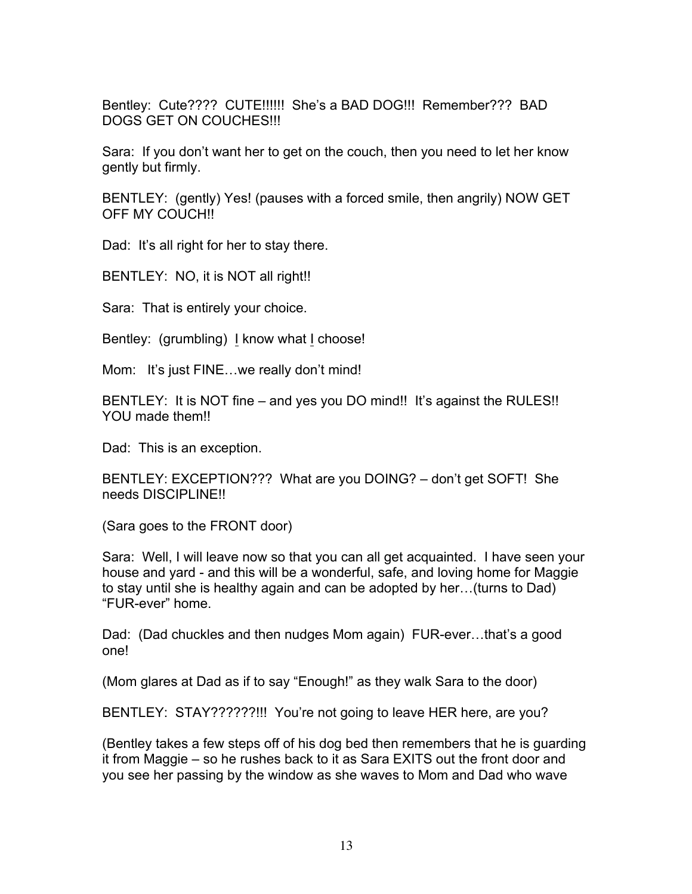Bentley: Cute???? CUTE!!!!!! She's a BAD DOG!!! Remember??? BAD DOGS GET ON COUCHES!!!

Sara: If you don't want her to get on the couch, then you need to let her know gently but firmly.

BENTLEY: (gently) Yes! (pauses with a forced smile, then angrily) NOW GET OFF MY COUCH!!

Dad: It's all right for her to stay there.

BENTLEY: NO, it is NOT all right!!

Sara: That is entirely your choice.

Bentley: (grumbling) <u>I</u> know what <u>I</u> choose!

Mom: It's just FINE…we really don't mind!

BENTLEY: It is NOT fine – and yes you DO mind!! It's against the RULES!! YOU made them!!

Dad: This is an exception.

BENTLEY: EXCEPTION??? What are you DOING? – don't get SOFT! She needs DISCIPLINE!!

(Sara goes to the FRONT door)

Sara: Well, I will leave now so that you can all get acquainted. I have seen your house and yard - and this will be a wonderful, safe, and loving home for Maggie to stay until she is healthy again and can be adopted by her…(turns to Dad) "FUR-ever" home.

Dad: (Dad chuckles and then nudges Mom again) FUR-ever…that's a good one!

(Mom glares at Dad as if to say "Enough!" as they walk Sara to the door)

BENTLEY: STAY??????!!! You're not going to leave HER here, are you?

(Bentley takes a few steps off of his dog bed then remembers that he is guarding it from Maggie – so he rushes back to it as Sara EXITS out the front door and you see her passing by the window as she waves to Mom and Dad who wave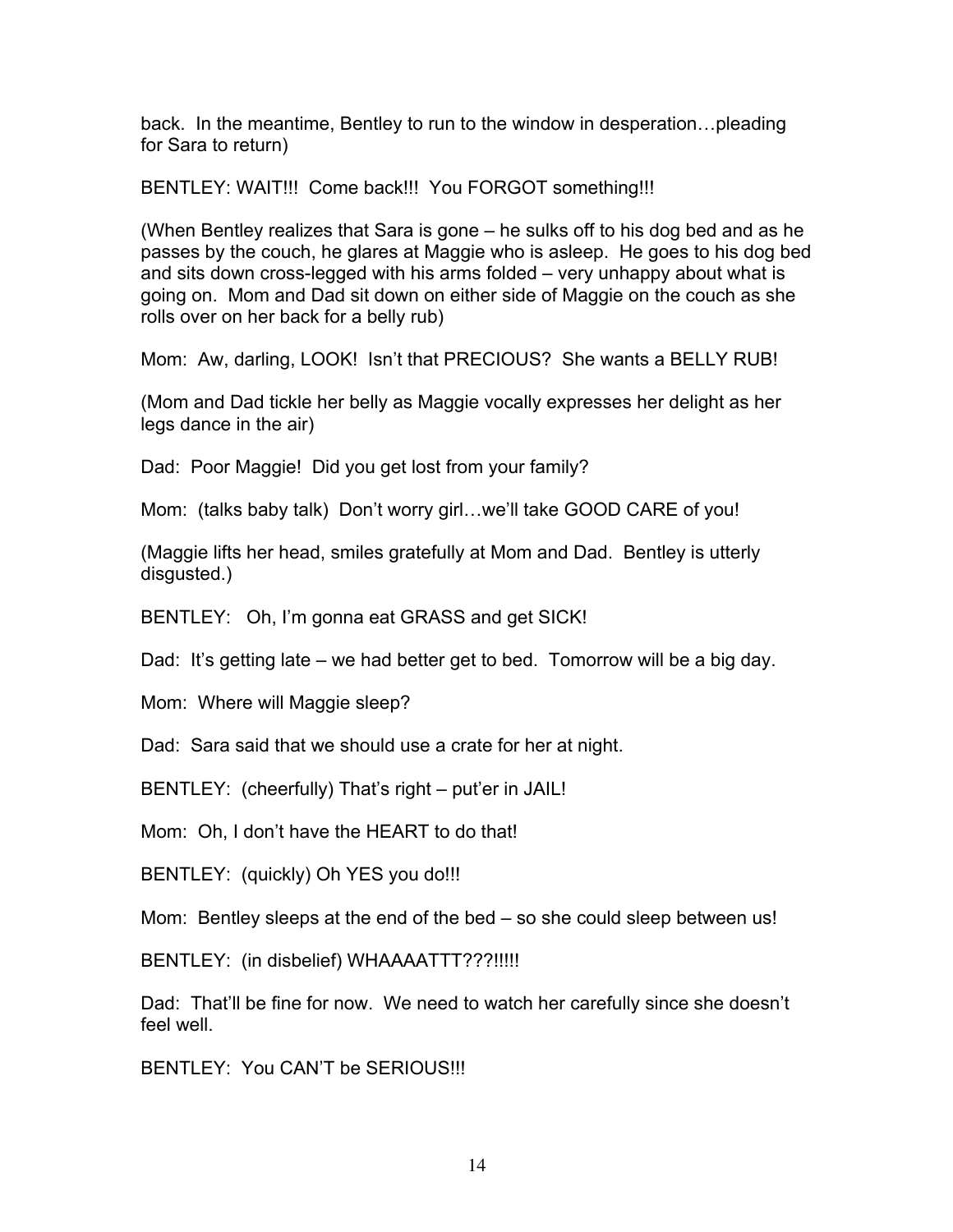back. In the meantime, Bentley to run to the window in desperation…pleading for Sara to return)

BENTLEY: WAIT!!! Come back!!! You FORGOT something!!!

(When Bentley realizes that Sara is gone – he sulks off to his dog bed and as he passes by the couch, he glares at Maggie who is asleep. He goes to his dog bed and sits down cross-legged with his arms folded – very unhappy about what is going on. Mom and Dad sit down on either side of Maggie on the couch as she rolls over on her back for a belly rub)

Mom: Aw, darling, LOOK! Isn't that PRECIOUS? She wants a BELLY RUB!

(Mom and Dad tickle her belly as Maggie vocally expresses her delight as her legs dance in the air)

Dad: Poor Maggie! Did you get lost from your family?

Mom: (talks baby talk) Don't worry girl…we'll take GOOD CARE of you!

(Maggie lifts her head, smiles gratefully at Mom and Dad. Bentley is utterly disgusted.)

BENTLEY: Oh, I'm gonna eat GRASS and get SICK!

Dad: It's getting late – we had better get to bed. Tomorrow will be a big day.

Mom: Where will Maggie sleep?

Dad: Sara said that we should use a crate for her at night.

BENTLEY: (cheerfully) That's right – put'er in JAIL!

Mom: Oh, I don't have the HEART to do that!

BENTLEY: (quickly) Oh YES you do!!!

Mom: Bentley sleeps at the end of the bed – so she could sleep between us!

BENTLEY: (in disbelief) WHAAAATTT???!!!!!

Dad: That'll be fine for now. We need to watch her carefully since she doesn't feel well.

BENTLEY: You CAN'T be SERIOUS!!!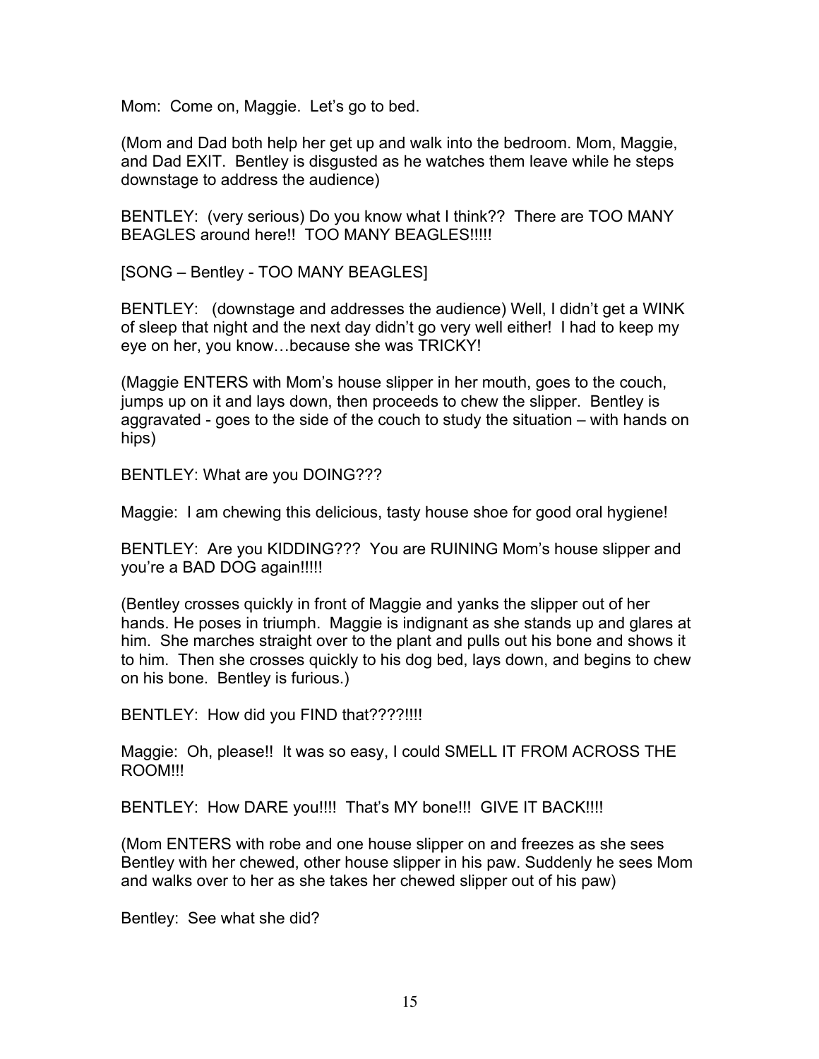Mom: Come on, Maggie. Let's go to bed.

(Mom and Dad both help her get up and walk into the bedroom. Mom, Maggie, and Dad EXIT. Bentley is disgusted as he watches them leave while he steps downstage to address the audience)

BENTLEY: (very serious) Do you know what I think?? There are TOO MANY BEAGLES around here!! TOO MANY BEAGLES!!!!!

[SONG – Bentley - TOO MANY BEAGLES]

BENTLEY: (downstage and addresses the audience) Well, I didn't get a WINK of sleep that night and the next day didn't go very well either! I had to keep my eye on her, you know…because she was TRICKY!

(Maggie ENTERS with Mom's house slipper in her mouth, goes to the couch, jumps up on it and lays down, then proceeds to chew the slipper. Bentley is aggravated - goes to the side of the couch to study the situation – with hands on hips)

BENTLEY: What are you DOING???

Maggie: I am chewing this delicious, tasty house shoe for good oral hygiene!

BENTLEY: Are you KIDDING??? You are RUINING Mom's house slipper and you're a BAD DOG again!!!!!

(Bentley crosses quickly in front of Maggie and yanks the slipper out of her hands. He poses in triumph. Maggie is indignant as she stands up and glares at him. She marches straight over to the plant and pulls out his bone and shows it to him. Then she crosses quickly to his dog bed, lays down, and begins to chew on his bone. Bentley is furious.)

BENTLEY: How did you FIND that????!!!!

Maggie: Oh, please!! It was so easy, I could SMELL IT FROM ACROSS THE ROOM!!!

BENTLEY: How DARE you!!!! That's MY bone!!! GIVE IT BACK!!!!

(Mom ENTERS with robe and one house slipper on and freezes as she sees Bentley with her chewed, other house slipper in his paw. Suddenly he sees Mom and walks over to her as she takes her chewed slipper out of his paw)

Bentley: See what she did?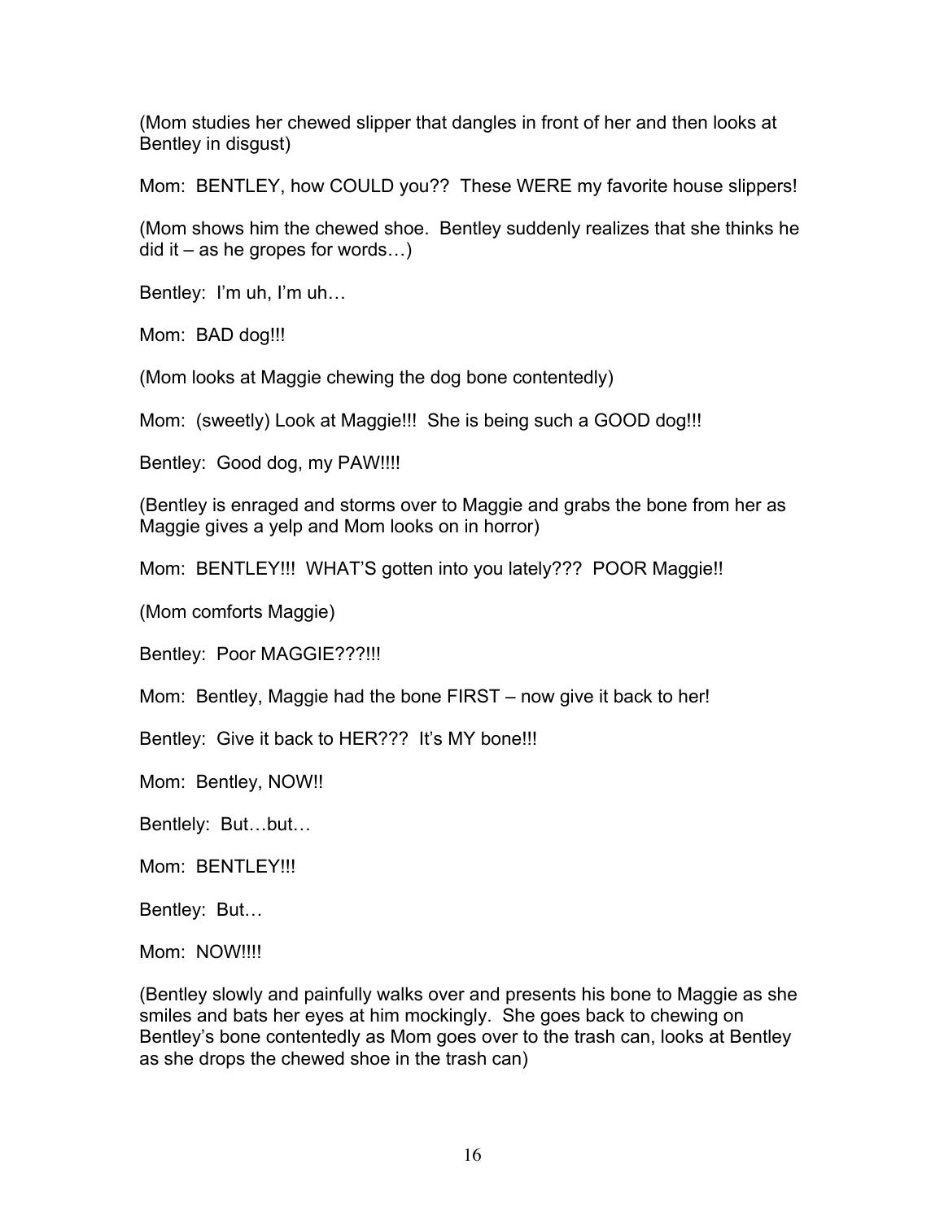(Mom studies her chewed slipper that dangles in front of her and then looks at Bentley in disgust)

Mom: BENTLEY, how COULD you?? These WERE my favorite house slippers!

(Mom shows him the chewed shoe. Bentley suddenly realizes that she thinks he did it – as he gropes for words…)

Bentley: I'm uh, I'm uh…

Mom: BAD dog!!!

(Mom looks at Maggie chewing the dog bone contentedly)

Mom: (sweetly) Look at Maggie!!! She is being such a GOOD dog!!!

Bentley: Good dog, my PAW!!!!

(Bentley is enraged and storms over to Maggie and grabs the bone from her as Maggie gives a yelp and Mom looks on in horror)

Mom: BENTLEY!!! WHAT'S gotten into you lately??? POOR Maggie!!

(Mom comforts Maggie)

Bentley: Poor MAGGIE???!!!

Mom: Bentley, Maggie had the bone FIRST – now give it back to her!

Bentley: Give it back to HER??? It's MY bone!!!

Mom: Bentley, NOW!!

Bentlely: But…but…

Mom: BENTLEY!!!

Bentley: But…

Mom: NOW!!!!

(Bentley slowly and painfully walks over and presents his bone to Maggie as she smiles and bats her eyes at him mockingly. She goes back to chewing on Bentley's bone contentedly as Mom goes over to the trash can, looks at Bentley as she drops the chewed shoe in the trash can)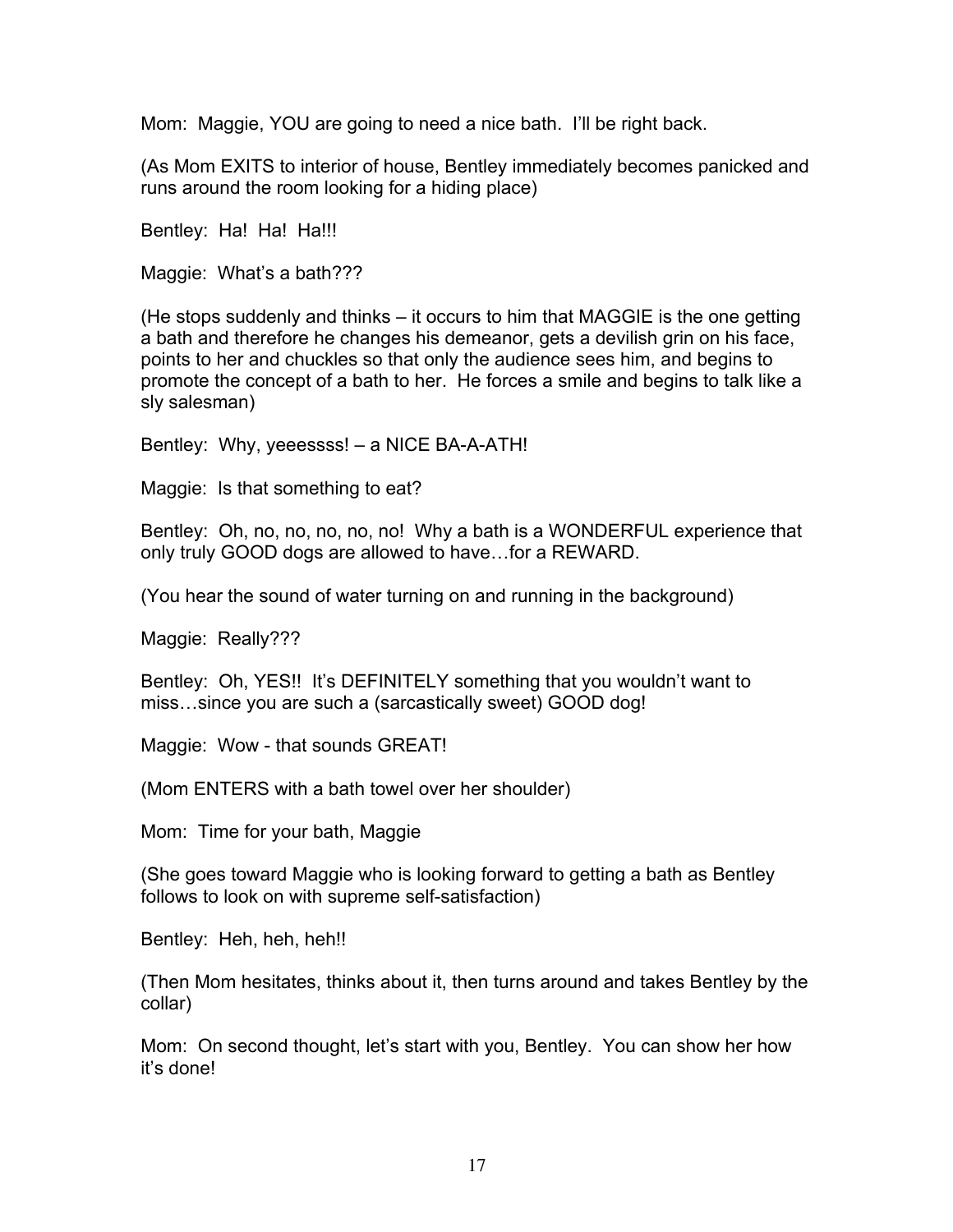Mom: Maggie, YOU are going to need a nice bath. I'll be right back.

(As Mom EXITS to interior of house, Bentley immediately becomes panicked and runs around the room looking for a hiding place)

Bentley: Ha! Ha! Ha!!!

Maggie: What's a bath???

(He stops suddenly and thinks – it occurs to him that MAGGIE is the one getting a bath and therefore he changes his demeanor, gets a devilish grin on his face, points to her and chuckles so that only the audience sees him, and begins to promote the concept of a bath to her. He forces a smile and begins to talk like a sly salesman)

Bentley: Why, yeeessss! – a NICE BA-A-ATH!

Maggie: Is that something to eat?

Bentley: Oh, no, no, no, no, no! Why a bath is a WONDERFUL experience that only truly GOOD dogs are allowed to have…for a REWARD.

(You hear the sound of water turning on and running in the background)

Maggie: Really???

Bentley: Oh, YES!! It's DEFINITELY something that you wouldn't want to miss…since you are such a (sarcastically sweet) GOOD dog!

Maggie: Wow - that sounds GREAT!

(Mom ENTERS with a bath towel over her shoulder)

Mom: Time for your bath, Maggie

(She goes toward Maggie who is looking forward to getting a bath as Bentley follows to look on with supreme self-satisfaction)

Bentley: Heh, heh, heh!!

(Then Mom hesitates, thinks about it, then turns around and takes Bentley by the collar)

Mom: On second thought, let's start with you, Bentley. You can show her how it's done!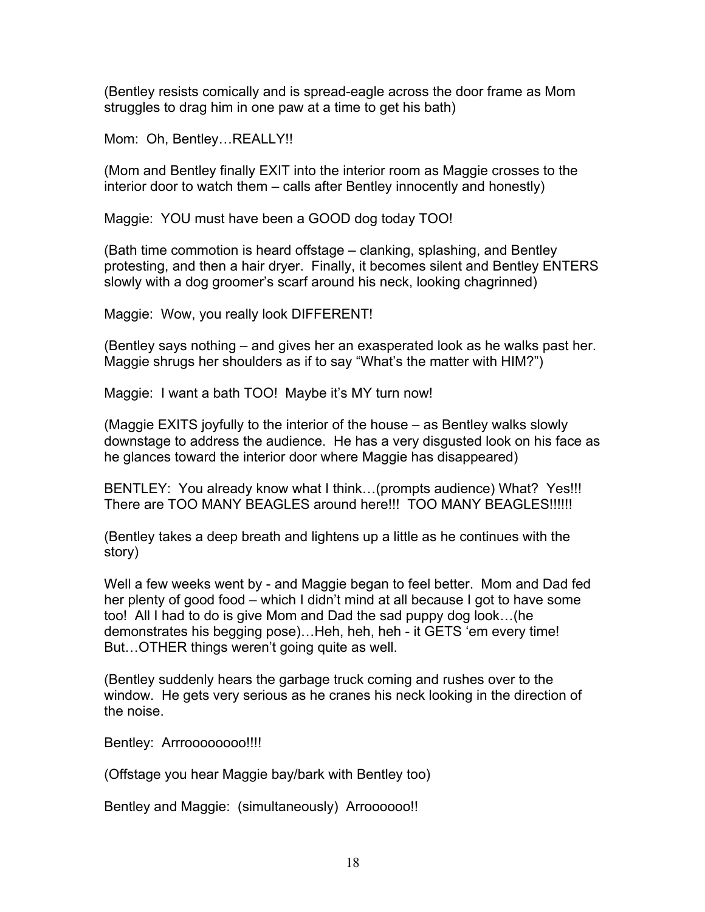(Bentley resists comically and is spread-eagle across the door frame as Mom struggles to drag him in one paw at a time to get his bath)

Mom: Oh, Bentley…REALLY!!

(Mom and Bentley finally EXIT into the interior room as Maggie crosses to the interior door to watch them – calls after Bentley innocently and honestly)

Maggie: YOU must have been a GOOD dog today TOO!

(Bath time commotion is heard offstage – clanking, splashing, and Bentley protesting, and then a hair dryer. Finally, it becomes silent and Bentley ENTERS slowly with a dog groomer's scarf around his neck, looking chagrinned)

Maggie: Wow, you really look DIFFERENT!

(Bentley says nothing – and gives her an exasperated look as he walks past her. Maggie shrugs her shoulders as if to say "What's the matter with HIM?")

Maggie: I want a bath TOO! Maybe it's MY turn now!

(Maggie EXITS joyfully to the interior of the house – as Bentley walks slowly downstage to address the audience. He has a very disgusted look on his face as he glances toward the interior door where Maggie has disappeared)

BENTLEY: You already know what I think…(prompts audience) What? Yes!!! There are TOO MANY BEAGLES around here!!! TOO MANY BEAGLES!!!!!!

(Bentley takes a deep breath and lightens up a little as he continues with the story)

Well a few weeks went by - and Maggie began to feel better. Mom and Dad fed her plenty of good food – which I didn't mind at all because I got to have some too! All I had to do is give Mom and Dad the sad puppy dog look…(he demonstrates his begging pose)…Heh, heh, heh - it GETS 'em every time! But…OTHER things weren't going quite as well.

(Bentley suddenly hears the garbage truck coming and rushes over to the window. He gets very serious as he cranes his neck looking in the direction of the noise.

Bentley: Arrroooooooo!!!!

(Offstage you hear Maggie bay/bark with Bentley too)

Bentley and Maggie: (simultaneously) Arroooooo!!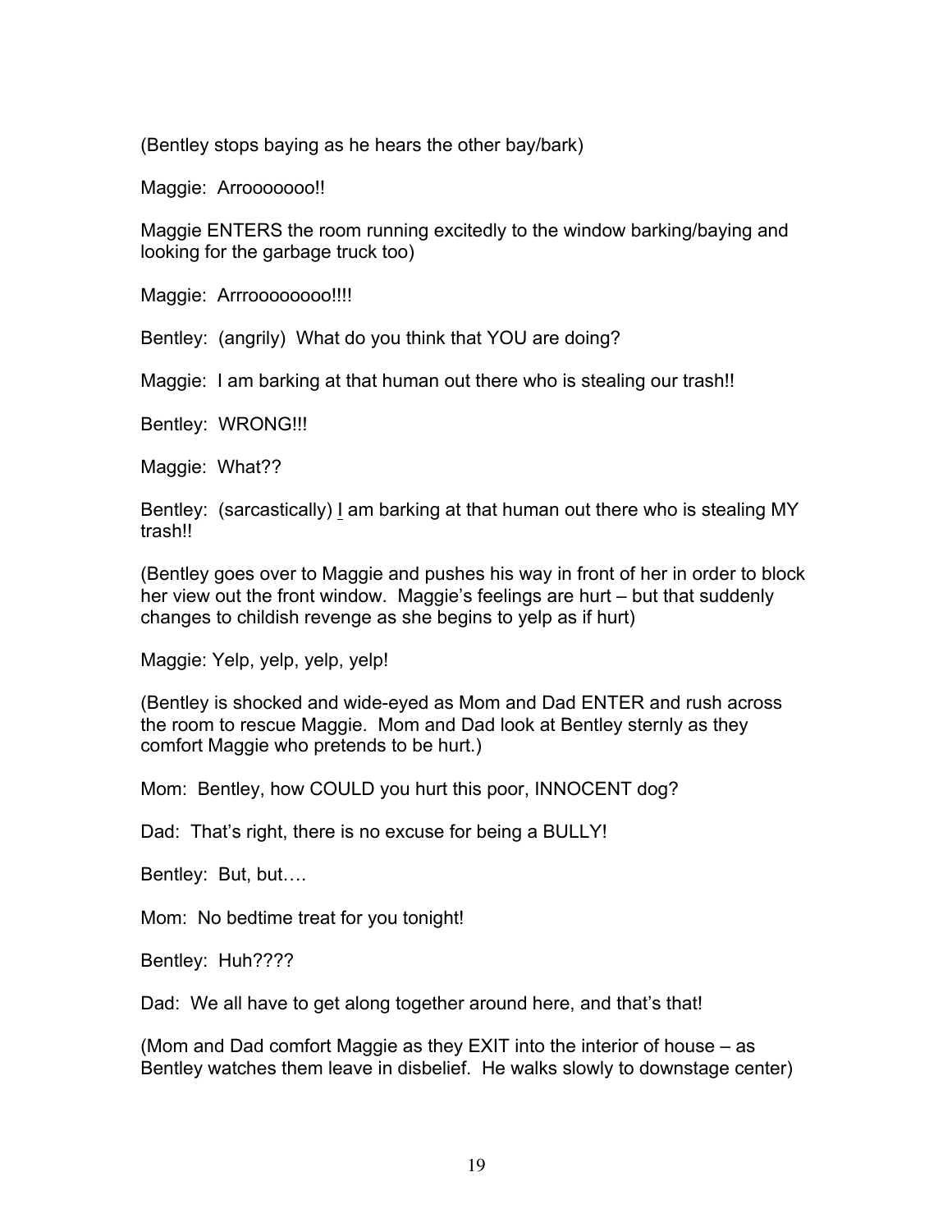(Bentley stops baying as he hears the other bay/bark)

Maggie: Arrooooooo!!

Maggie ENTERS the room running excitedly to the window barking/baying and looking for the garbage truck too)

Maggie: Arrroooooooo!!!!

Bentley: (angrily) What do you think that YOU are doing?

Maggie: I am barking at that human out there who is stealing our trash!!

Bentley: WRONG!!!

Maggie: What??

Bentley: (sarcastically) <u>I</u> am barking at that human out there who is stealing MY trash!!

(Bentley goes over to Maggie and pushes his way in front of her in order to block her view out the front window. Maggie's feelings are hurt – but that suddenly changes to childish revenge as she begins to yelp as if hurt)

Maggie: Yelp, yelp, yelp, yelp!

(Bentley is shocked and wide-eyed as Mom and Dad ENTER and rush across the room to rescue Maggie. Mom and Dad look at Bentley sternly as they comfort Maggie who pretends to be hurt.)

Mom: Bentley, how COULD you hurt this poor, INNOCENT dog?

Dad: That's right, there is no excuse for being a BULLY!

Bentley: But, but….

Mom: No bedtime treat for you tonight!

Bentley: Huh????

Dad: We all have to get along together around here, and that's that!

(Mom and Dad comfort Maggie as they EXIT into the interior of house – as Bentley watches them leave in disbelief. He walks slowly to downstage center)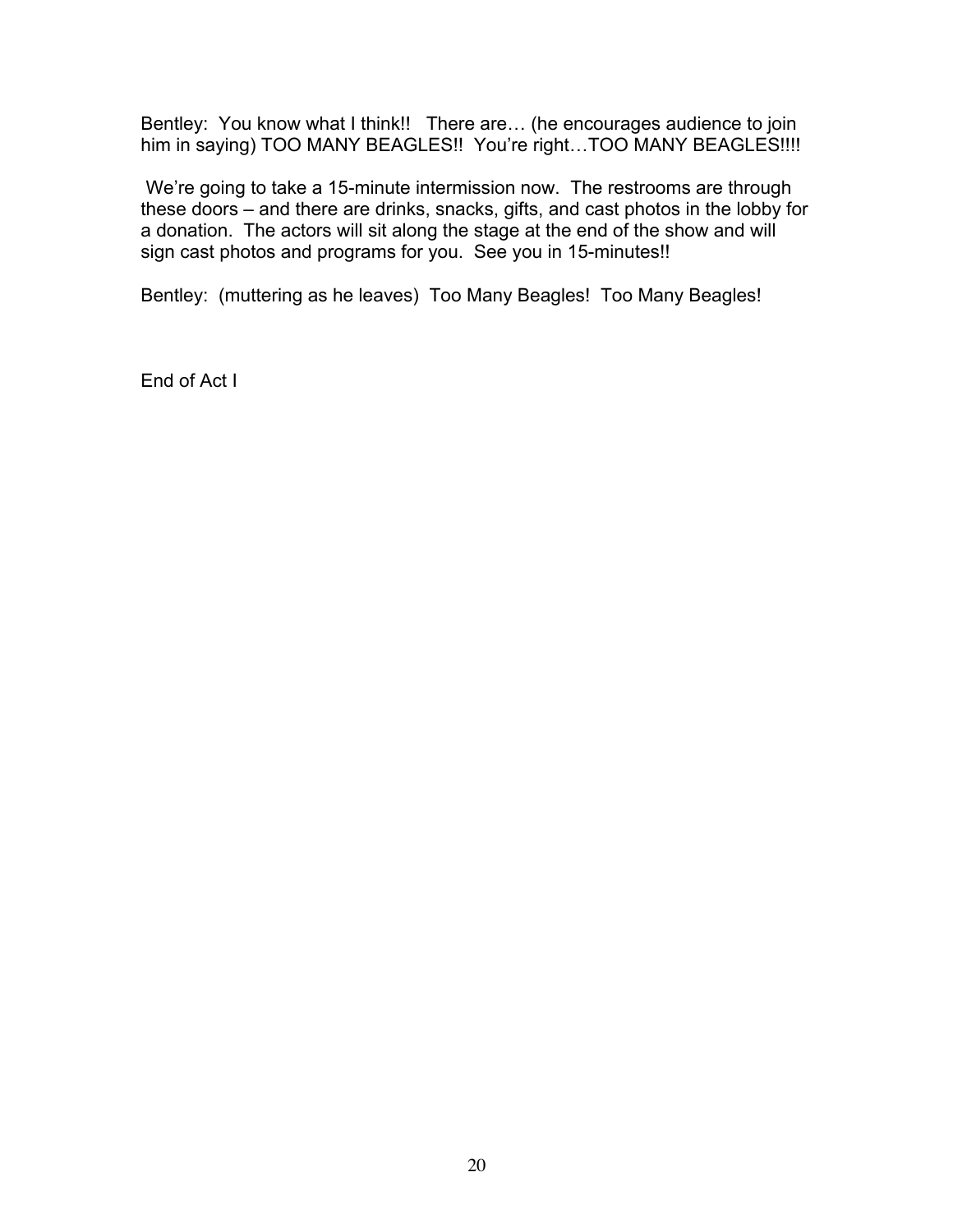Bentley: You know what I think!! There are… (he encourages audience to join him in saying) TOO MANY BEAGLES!! You're right…TOO MANY BEAGLES!!!!

We're going to take a 15-minute intermission now. The restrooms are through these doors – and there are drinks, snacks, gifts, and cast photos in the lobby for a donation. The actors will sit along the stage at the end of the show and will sign cast photos and programs for you. See you in 15-minutes!!

Bentley: (muttering as he leaves) Too Many Beagles! Too Many Beagles!

End of Act I